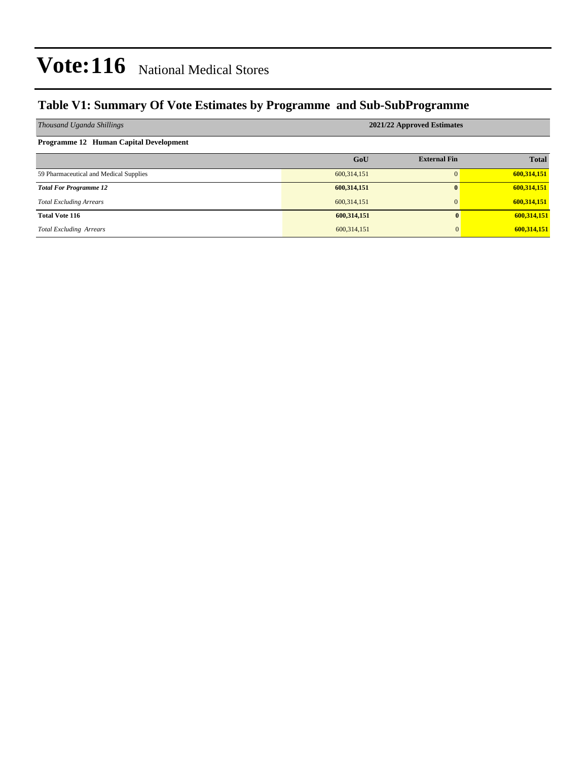# Vote:116 National Medical Stores

## Table V1: Summary Of Vote Estimates by Programme and Sub-SubProgramme

| *Thousand Uganda Shillings* | 2021/22 Approved Estimates | | |
|---|---|---|---|
| **Programme 12 Human Capital Development** | | | |
| | **GoU** | **External Fin** | **Total** |
| 59 Pharmaceutical and Medical Supplies | 600,314,151 | 0 | **600,314,151** |
| ***Total For Programme 12*** | **600,314,151** | **0** | **600,314,151** |
| *Total Excluding Arrears* | 600,314,151 | 0 | **600,314,151** |
| **Total Vote 116** | **600,314,151** | **0** | **600,314,151** |
| *Total Excluding Arrears* | 600,314,151 | 0 | **600,314,151** |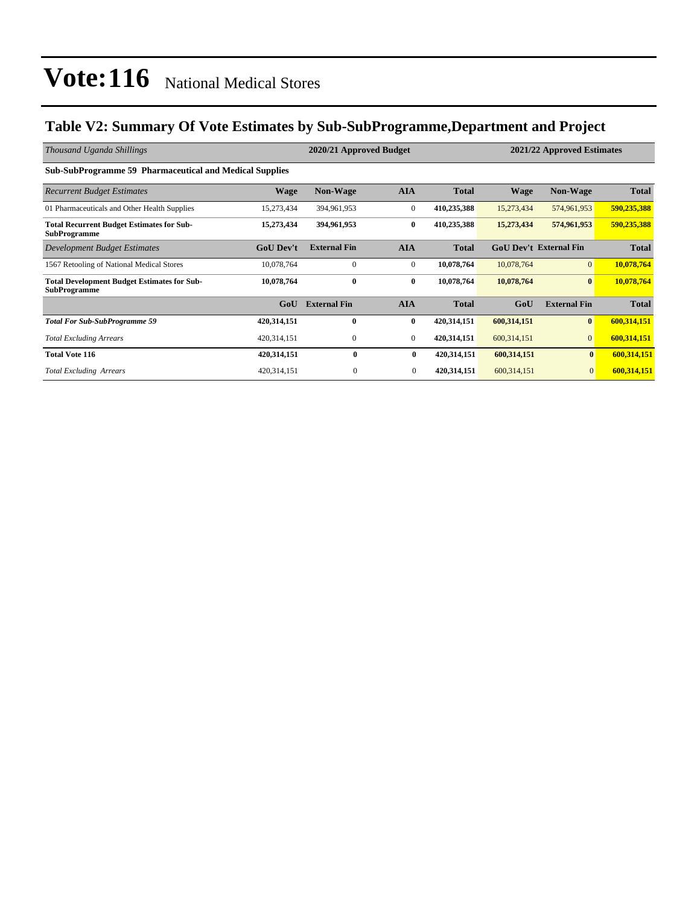# Vote:116 National Medical Stores

## Table V2: Summary Of Vote Estimates by Sub-SubProgramme,Department and Project

| *Thousand Uganda Shillings* | 2020/21 Approved Budget | | | | 2021/22 Approved Estimates | | |
|---|---|---|---|---|---|---|---|
| **Sub-SubProgramme 59 Pharmaceutical and Medical Supplies** | | | | | | | |
| *Recurrent Budget Estimates* | **Wage** | **Non-Wage** | **AIA** | **Total** | **Wage** | **Non-Wage** | **Total** |
| 01 Pharmaceuticals and Other Health Supplies | 15,273,434 | 394,961,953 | 0 | **410,235,388** | 15,273,434 | 574,961,953 | **590,235,388** |
| **Total Recurrent Budget Estimates for Sub-SubProgramme** | **15,273,434** | **394,961,953** | **0** | **410,235,388** | **15,273,434** | **574,961,953** | **590,235,388** |
| *Development Budget Estimates* | **GoU Dev't** | **External Fin** | **AIA** | **Total** | **GoU Dev't** | **External Fin** | **Total** |
| 1567 Retooling of National Medical Stores | 10,078,764 | 0 | 0 | **10,078,764** | 10,078,764 | 0 | **10,078,764** |
| **Total Development Budget Estimates for Sub-SubProgramme** | **10,078,764** | **0** | **0** | **10,078,764** | **10,078,764** | **0** | **10,078,764** |
| | **GoU** | **External Fin** | **AIA** | **Total** | **GoU** | **External Fin** | **Total** |
| ***Total For Sub-SubProgramme 59*** | **420,314,151** | **0** | **0** | **420,314,151** | **600,314,151** | **0** | **600,314,151** |
| *Total Excluding Arrears* | 420,314,151 | 0 | 0 | **420,314,151** | 600,314,151 | 0 | **600,314,151** |
| **Total Vote 116** | **420,314,151** | **0** | **0** | **420,314,151** | **600,314,151** | **0** | **600,314,151** |
| *Total Excluding Arrears* | 420,314,151 | 0 | 0 | **420,314,151** | 600,314,151 | 0 | **600,314,151** |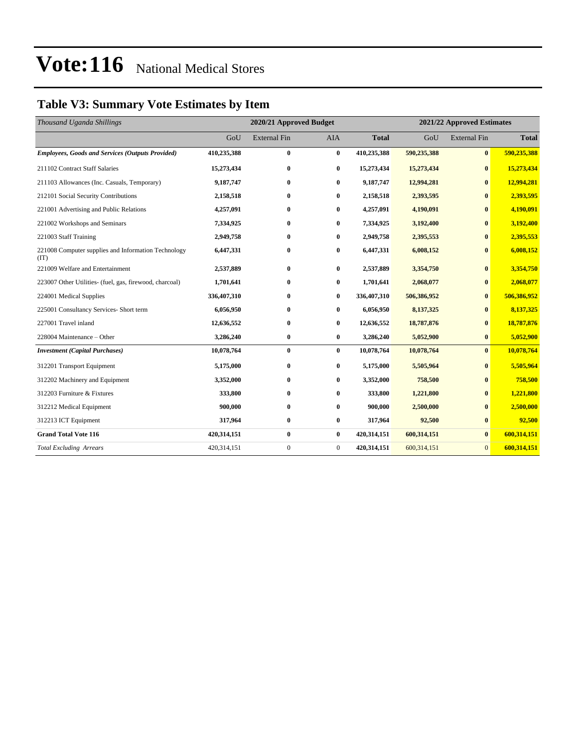# Vote:116 National Medical Stores

## Table V3: Summary Vote Estimates by Item

| *Thousand Uganda Shillings* | 2020/21 Approved Budget | | | | 2021/22 Approved Estimates | | |
|---|---|---|---|---|---|---|---|
| | GoU | External Fin | AIA | **Total** | GoU | External Fin | **Total** |
| ***Employees, Goods and Services (Outputs Provided)*** | **410,235,388** | **0** | **0** | **410,235,388** | **590,235,388** | **0** | **590,235,388** |
| 211102 Contract Staff Salaries | **15,273,434** | **0** | **0** | **15,273,434** | **15,273,434** | **0** | **15,273,434** |
| 211103 Allowances (Inc. Casuals, Temporary) | **9,187,747** | **0** | **0** | **9,187,747** | **12,994,281** | **0** | **12,994,281** |
| 212101 Social Security Contributions | **2,158,518** | **0** | **0** | **2,158,518** | **2,393,595** | **0** | **2,393,595** |
| 221001 Advertising and Public Relations | **4,257,091** | **0** | **0** | **4,257,091** | **4,190,091** | **0** | **4,190,091** |
| 221002 Workshops and Seminars | **7,334,925** | **0** | **0** | **7,334,925** | **3,192,400** | **0** | **3,192,400** |
| 221003 Staff Training | **2,949,758** | **0** | **0** | **2,949,758** | **2,395,553** | **0** | **2,395,553** |
| 221008 Computer supplies and Information Technology (IT) | **6,447,331** | **0** | **0** | **6,447,331** | **6,008,152** | **0** | **6,008,152** |
| 221009 Welfare and Entertainment | **2,537,889** | **0** | **0** | **2,537,889** | **3,354,750** | **0** | **3,354,750** |
| 223007 Other Utilities- (fuel, gas, firewood, charcoal) | **1,701,641** | **0** | **0** | **1,701,641** | **2,068,077** | **0** | **2,068,077** |
| 224001 Medical Supplies | **336,407,310** | **0** | **0** | **336,407,310** | **506,386,952** | **0** | **506,386,952** |
| 225001 Consultancy Services- Short term | **6,056,950** | **0** | **0** | **6,056,950** | **8,137,325** | **0** | **8,137,325** |
| 227001 Travel inland | **12,636,552** | **0** | **0** | **12,636,552** | **18,787,876** | **0** | **18,787,876** |
| 228004 Maintenance – Other | **3,286,240** | **0** | **0** | **3,286,240** | **5,052,900** | **0** | **5,052,900** |
| ***Investment (Capital Purchases)*** | **10,078,764** | **0** | **0** | **10,078,764** | **10,078,764** | **0** | **10,078,764** |
| 312201 Transport Equipment | **5,175,000** | **0** | **0** | **5,175,000** | **5,505,964** | **0** | **5,505,964** |
| 312202 Machinery and Equipment | **3,352,000** | **0** | **0** | **3,352,000** | **758,500** | **0** | **758,500** |
| 312203 Furniture & Fixtures | **333,800** | **0** | **0** | **333,800** | **1,221,800** | **0** | **1,221,800** |
| 312212 Medical Equipment | **900,000** | **0** | **0** | **900,000** | **2,500,000** | **0** | **2,500,000** |
| 312213 ICT Equipment | **317,964** | **0** | **0** | **317,964** | **92,500** | **0** | **92,500** |
| **Grand Total Vote 116** | **420,314,151** | **0** | **0** | **420,314,151** | **600,314,151** | **0** | **600,314,151** |
| *Total Excluding Arrears* | 420,314,151 | 0 | 0 | **420,314,151** | 600,314,151 | 0 | **600,314,151** |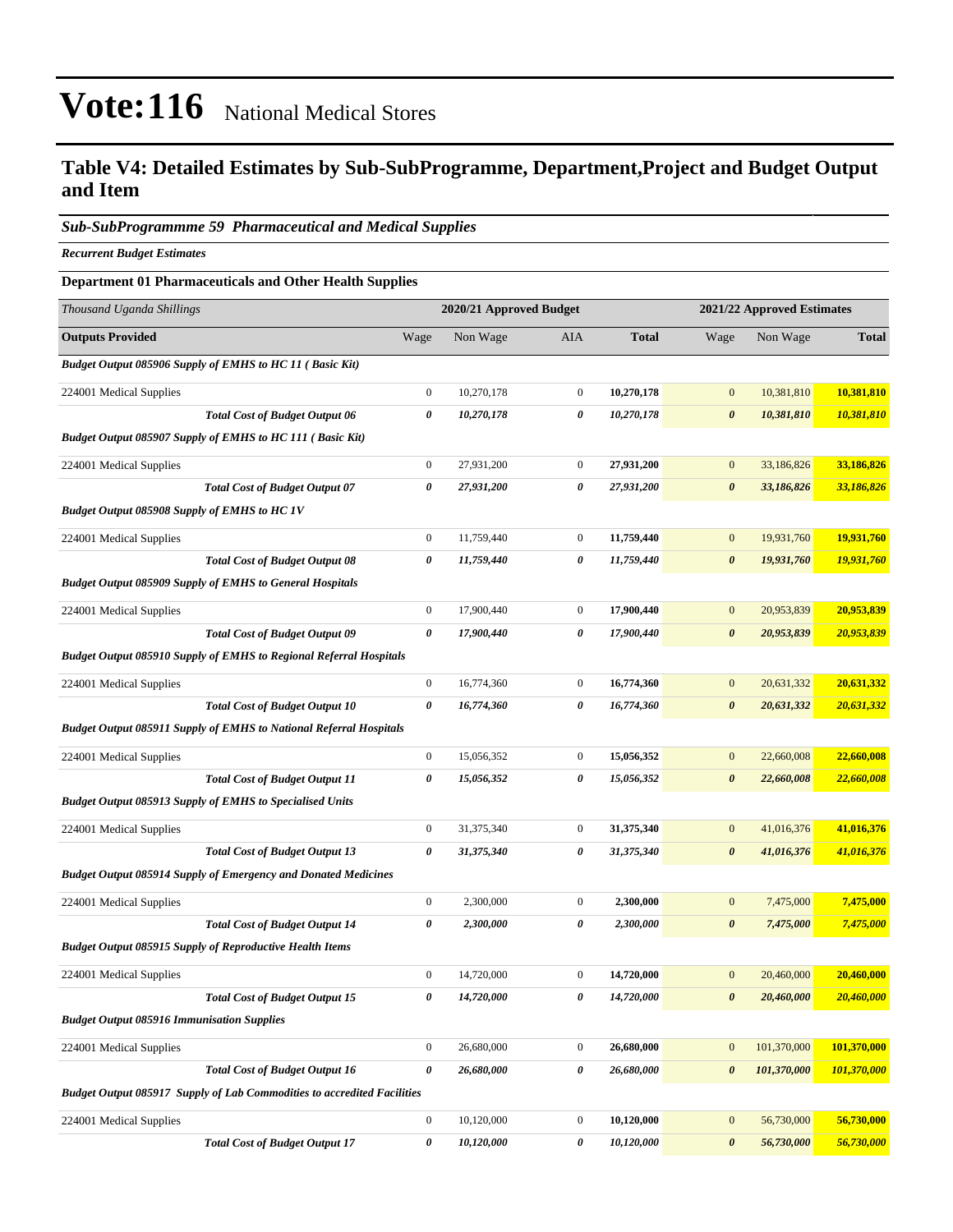# Vote:116 National Medical Stores

## Table V4: Detailed Estimates by Sub-SubProgramme, Department,Project and Budget Output and Item

### *Sub-SubProgrammme 59 Pharmaceutical and Medical Supplies*

***Recurrent Budget Estimates***

**Department 01 Pharmaceuticals and Other Health Supplies**

| *Thousand Uganda Shillings* | 2020/21 Approved Budget | | | | 2021/22 Approved Estimates | | |
|---|---|---|---|---|---|---|---|
| **Outputs Provided** | Wage | Non Wage | AIA | **Total** | Wage | Non Wage | **Total** |
| ***Budget Output 085906 Supply of EMHS to HC 11 ( Basic Kit)*** | | | | | | | |
| 224001 Medical Supplies | 0 | 10,270,178 | 0 | **10,270,178** | 0 | 10,381,810 | **10,381,810** |
| ***Total Cost of Budget Output 06*** | ***0*** | ***10,270,178*** | ***0*** | ***10,270,178*** | ***0*** | ***10,381,810*** | ***10,381,810*** |
| ***Budget Output 085907 Supply of EMHS to HC 111 ( Basic Kit)*** | | | | | | | |
| 224001 Medical Supplies | 0 | 27,931,200 | 0 | **27,931,200** | 0 | 33,186,826 | **33,186,826** |
| ***Total Cost of Budget Output 07*** | ***0*** | ***27,931,200*** | ***0*** | ***27,931,200*** | ***0*** | ***33,186,826*** | ***33,186,826*** |
| ***Budget Output 085908 Supply of EMHS to HC 1V*** | | | | | | | |
| 224001 Medical Supplies | 0 | 11,759,440 | 0 | **11,759,440** | 0 | 19,931,760 | **19,931,760** |
| ***Total Cost of Budget Output 08*** | ***0*** | ***11,759,440*** | ***0*** | ***11,759,440*** | ***0*** | ***19,931,760*** | ***19,931,760*** |
| ***Budget Output 085909 Supply of EMHS to General Hospitals*** | | | | | | | |
| 224001 Medical Supplies | 0 | 17,900,440 | 0 | **17,900,440** | 0 | 20,953,839 | **20,953,839** |
| ***Total Cost of Budget Output 09*** | ***0*** | ***17,900,440*** | ***0*** | ***17,900,440*** | ***0*** | ***20,953,839*** | ***20,953,839*** |
| ***Budget Output 085910 Supply of EMHS to Regional Referral Hospitals*** | | | | | | | |
| 224001 Medical Supplies | 0 | 16,774,360 | 0 | **16,774,360** | 0 | 20,631,332 | **20,631,332** |
| ***Total Cost of Budget Output 10*** | ***0*** | ***16,774,360*** | ***0*** | ***16,774,360*** | ***0*** | ***20,631,332*** | ***20,631,332*** |
| ***Budget Output 085911 Supply of EMHS to National Referral Hospitals*** | | | | | | | |
| 224001 Medical Supplies | 0 | 15,056,352 | 0 | **15,056,352** | 0 | 22,660,008 | **22,660,008** |
| ***Total Cost of Budget Output 11*** | ***0*** | ***15,056,352*** | ***0*** | ***15,056,352*** | ***0*** | ***22,660,008*** | ***22,660,008*** |
| ***Budget Output 085913 Supply of EMHS to Specialised Units*** | | | | | | | |
| 224001 Medical Supplies | 0 | 31,375,340 | 0 | **31,375,340** | 0 | 41,016,376 | **41,016,376** |
| ***Total Cost of Budget Output 13*** | ***0*** | ***31,375,340*** | ***0*** | ***31,375,340*** | ***0*** | ***41,016,376*** | ***41,016,376*** |
| ***Budget Output 085914 Supply of Emergency and Donated Medicines*** | | | | | | | |
| 224001 Medical Supplies | 0 | 2,300,000 | 0 | **2,300,000** | 0 | 7,475,000 | **7,475,000** |
| ***Total Cost of Budget Output 14*** | ***0*** | ***2,300,000*** | ***0*** | ***2,300,000*** | ***0*** | ***7,475,000*** | ***7,475,000*** |
| ***Budget Output 085915 Supply of Reproductive Health Items*** | | | | | | | |
| 224001 Medical Supplies | 0 | 14,720,000 | 0 | **14,720,000** | 0 | 20,460,000 | **20,460,000** |
| ***Total Cost of Budget Output 15*** | ***0*** | ***14,720,000*** | ***0*** | ***14,720,000*** | ***0*** | ***20,460,000*** | ***20,460,000*** |
| ***Budget Output 085916 Immunisation Supplies*** | | | | | | | |
| 224001 Medical Supplies | 0 | 26,680,000 | 0 | **26,680,000** | 0 | 101,370,000 | **101,370,000** |
| ***Total Cost of Budget Output 16*** | ***0*** | ***26,680,000*** | ***0*** | ***26,680,000*** | ***0*** | ***101,370,000*** | ***101,370,000*** |
| ***Budget Output 085917 Supply of Lab Commodities to accredited Facilities*** | | | | | | | |
| 224001 Medical Supplies | 0 | 10,120,000 | 0 | **10,120,000** | 0 | 56,730,000 | **56,730,000** |
| ***Total Cost of Budget Output 17*** | ***0*** | ***10,120,000*** | ***0*** | ***10,120,000*** | ***0*** | ***56,730,000*** | ***56,730,000*** |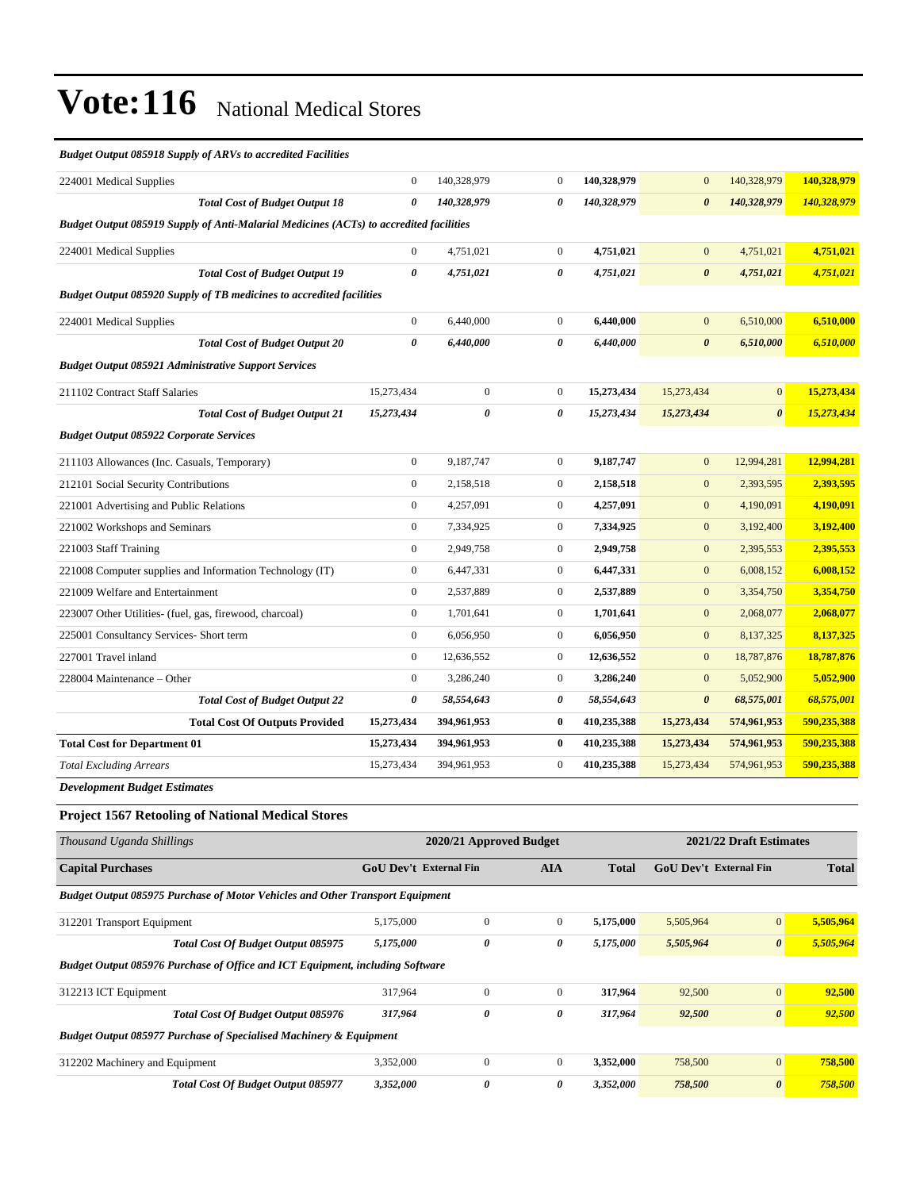# Vote:116 National Medical Stores

| | | | | | | | |
|---|---|---|---|---|---|---|---|
| ***Budget Output 085918 Supply of ARVs to accredited Facilities*** | | | | | | | |
| 224001 Medical Supplies | 0 | 140,328,979 | 0 | **140,328,979** | 0 | 140,328,979 | **140,328,979** |
| ***Total Cost of Budget Output 18*** | ***0*** | ***140,328,979*** | ***0*** | ***140,328,979*** | ***0*** | ***140,328,979*** | ***140,328,979*** |
| ***Budget Output 085919 Supply of Anti-Malarial Medicines (ACTs) to accredited facilities*** | | | | | | | |
| 224001 Medical Supplies | 0 | 4,751,021 | 0 | **4,751,021** | 0 | 4,751,021 | **4,751,021** |
| ***Total Cost of Budget Output 19*** | ***0*** | ***4,751,021*** | ***0*** | ***4,751,021*** | ***0*** | ***4,751,021*** | ***4,751,021*** |
| ***Budget Output 085920 Supply of TB medicines to accredited facilities*** | | | | | | | |
| 224001 Medical Supplies | 0 | 6,440,000 | 0 | **6,440,000** | 0 | 6,510,000 | **6,510,000** |
| ***Total Cost of Budget Output 20*** | ***0*** | ***6,440,000*** | ***0*** | ***6,440,000*** | ***0*** | ***6,510,000*** | ***6,510,000*** |
| ***Budget Output 085921 Administrative Support Services*** | | | | | | | |
| 211102 Contract Staff Salaries | 15,273,434 | 0 | 0 | **15,273,434** | 15,273,434 | 0 | **15,273,434** |
| ***Total Cost of Budget Output 21*** | ***15,273,434*** | ***0*** | ***0*** | ***15,273,434*** | ***15,273,434*** | ***0*** | ***15,273,434*** |
| ***Budget Output 085922 Corporate Services*** | | | | | | | |
| 211103 Allowances (Inc. Casuals, Temporary) | 0 | 9,187,747 | 0 | **9,187,747** | 0 | 12,994,281 | **12,994,281** |
| 212101 Social Security Contributions | 0 | 2,158,518 | 0 | **2,158,518** | 0 | 2,393,595 | **2,393,595** |
| 221001 Advertising and Public Relations | 0 | 4,257,091 | 0 | **4,257,091** | 0 | 4,190,091 | **4,190,091** |
| 221002 Workshops and Seminars | 0 | 7,334,925 | 0 | **7,334,925** | 0 | 3,192,400 | **3,192,400** |
| 221003 Staff Training | 0 | 2,949,758 | 0 | **2,949,758** | 0 | 2,395,553 | **2,395,553** |
| 221008 Computer supplies and Information Technology (IT) | 0 | 6,447,331 | 0 | **6,447,331** | 0 | 6,008,152 | **6,008,152** |
| 221009 Welfare and Entertainment | 0 | 2,537,889 | 0 | **2,537,889** | 0 | 3,354,750 | **3,354,750** |
| 223007 Other Utilities- (fuel, gas, firewood, charcoal) | 0 | 1,701,641 | 0 | **1,701,641** | 0 | 2,068,077 | **2,068,077** |
| 225001 Consultancy Services- Short term | 0 | 6,056,950 | 0 | **6,056,950** | 0 | 8,137,325 | **8,137,325** |
| 227001 Travel inland | 0 | 12,636,552 | 0 | **12,636,552** | 0 | 18,787,876 | **18,787,876** |
| 228004 Maintenance – Other | 0 | 3,286,240 | 0 | **3,286,240** | 0 | 5,052,900 | **5,052,900** |
| ***Total Cost of Budget Output 22*** | ***0*** | ***58,554,643*** | ***0*** | ***58,554,643*** | ***0*** | ***68,575,001*** | ***68,575,001*** |
| **Total Cost Of Outputs Provided** | **15,273,434** | **394,961,953** | **0** | **410,235,388** | **15,273,434** | **574,961,953** | **590,235,388** |
| **Total Cost for Department 01** | **15,273,434** | **394,961,953** | **0** | **410,235,388** | **15,273,434** | **574,961,953** | **590,235,388** |
| *Total Excluding Arrears* | 15,273,434 | 394,961,953 | 0 | 410,235,388 | 15,273,434 | 574,961,953 | **590,235,388** |

***Development Budget Estimates***

### Project 1567 Retooling of National Medical Stores

| *Thousand Uganda Shillings* | 2020/21 Approved Budget | | | | 2021/22 Draft Estimates | | |
|---|---|---|---|---|---|---|---|
| **Capital Purchases** | **GoU Dev't** | **External Fin** | **AIA** | **Total** | **GoU Dev't** | **External Fin** | **Total** |
| ***Budget Output 085975 Purchase of Motor Vehicles and Other Transport Equipment*** | | | | | | | |
| 312201 Transport Equipment | 5,175,000 | 0 | 0 | **5,175,000** | 5,505,964 | 0 | **5,505,964** |
| ***Total Cost Of Budget Output 085975*** | ***5,175,000*** | ***0*** | ***0*** | ***5,175,000*** | ***5,505,964*** | ***0*** | ***5,505,964*** |
| ***Budget Output 085976 Purchase of Office and ICT Equipment, including Software*** | | | | | | | |
| 312213 ICT Equipment | 317,964 | 0 | 0 | **317,964** | 92,500 | 0 | **92,500** |
| ***Total Cost Of Budget Output 085976*** | ***317,964*** | ***0*** | ***0*** | ***317,964*** | ***92,500*** | ***0*** | ***92,500*** |
| ***Budget Output 085977 Purchase of Specialised Machinery & Equipment*** | | | | | | | |
| 312202 Machinery and Equipment | 3,352,000 | 0 | 0 | **3,352,000** | 758,500 | 0 | **758,500** |
| ***Total Cost Of Budget Output 085977*** | ***3,352,000*** | ***0*** | ***0*** | ***3,352,000*** | ***758,500*** | ***0*** | ***758,500*** |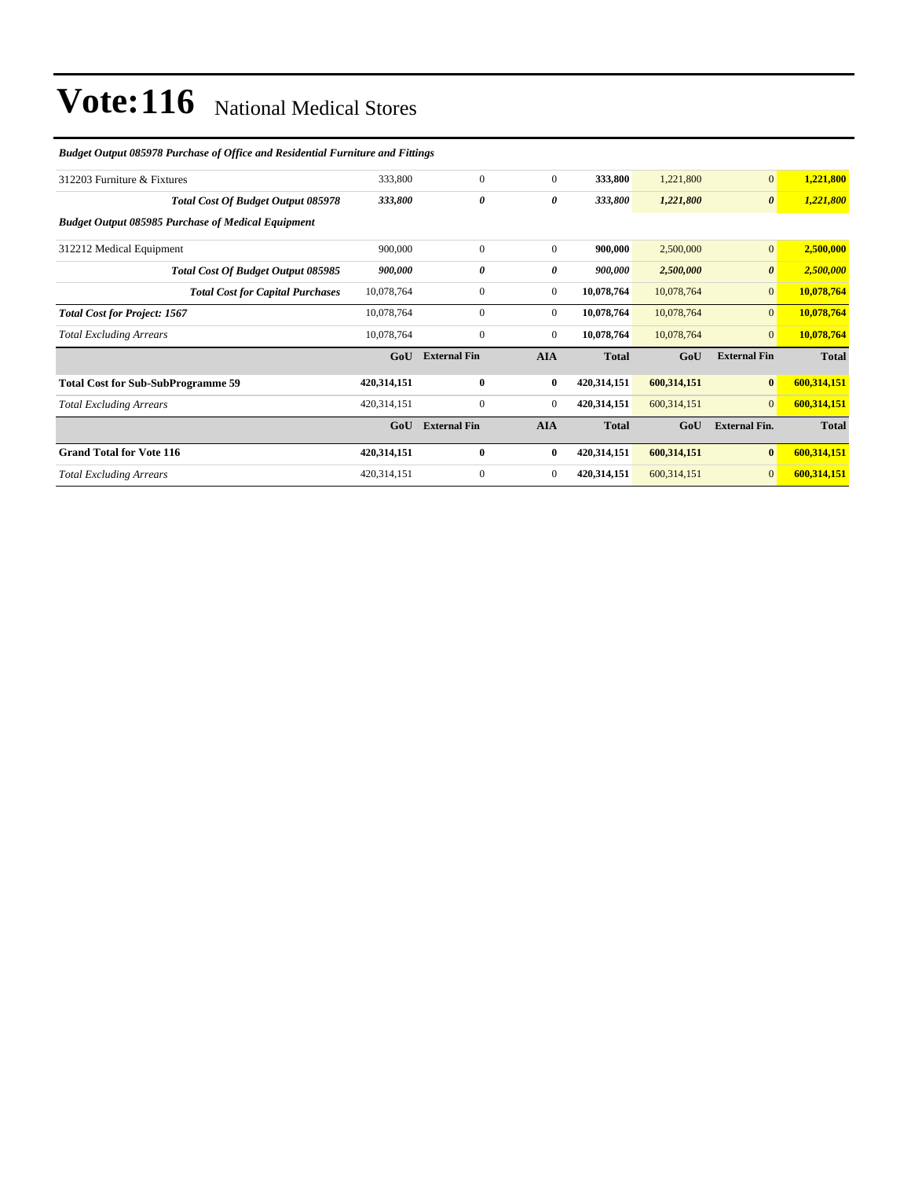# Vote:116 National Medical Stores

| | | | | | | | |
|---|---|---|---|---|---|---|---|
| ***Budget Output 085978 Purchase of Office and Residential Furniture and Fittings*** | | | | | | | |
| 312203 Furniture & Fixtures | 333,800 | 0 | 0 | **333,800** | 1,221,800 | 0 | **1,221,800** |
| ***Total Cost Of Budget Output 085978*** | ***333,800*** | ***0*** | ***0*** | ***333,800*** | ***1,221,800*** | ***0*** | ***1,221,800*** |
| ***Budget Output 085985 Purchase of Medical Equipment*** | | | | | | | |
| 312212 Medical Equipment | 900,000 | 0 | 0 | **900,000** | 2,500,000 | 0 | **2,500,000** |
| ***Total Cost Of Budget Output 085985*** | ***900,000*** | ***0*** | ***0*** | ***900,000*** | ***2,500,000*** | ***0*** | ***2,500,000*** |
| ***Total Cost for Capital Purchases*** | 10,078,764 | 0 | 0 | **10,078,764** | 10,078,764 | 0 | **10,078,764** |
| ***Total Cost for Project: 1567*** | 10,078,764 | 0 | 0 | **10,078,764** | 10,078,764 | 0 | **10,078,764** |
| *Total Excluding Arrears* | 10,078,764 | 0 | 0 | **10,078,764** | 10,078,764 | 0 | **10,078,764** |
| | **GoU** | **External Fin** | **AIA** | **Total** | **GoU** | **External Fin** | **Total** |
| **Total Cost for Sub-SubProgramme 59** | **420,314,151** | **0** | **0** | **420,314,151** | **600,314,151** | **0** | **600,314,151** |
| *Total Excluding Arrears* | 420,314,151 | 0 | 0 | **420,314,151** | 600,314,151 | 0 | **600,314,151** |
| | **GoU** | **External Fin** | **AIA** | **Total** | **GoU** | **External Fin.** | **Total** |
| **Grand Total for Vote 116** | **420,314,151** | **0** | **0** | **420,314,151** | **600,314,151** | **0** | **600,314,151** |
| *Total Excluding Arrears* | 420,314,151 | 0 | 0 | **420,314,151** | 600,314,151 | 0 | **600,314,151** |